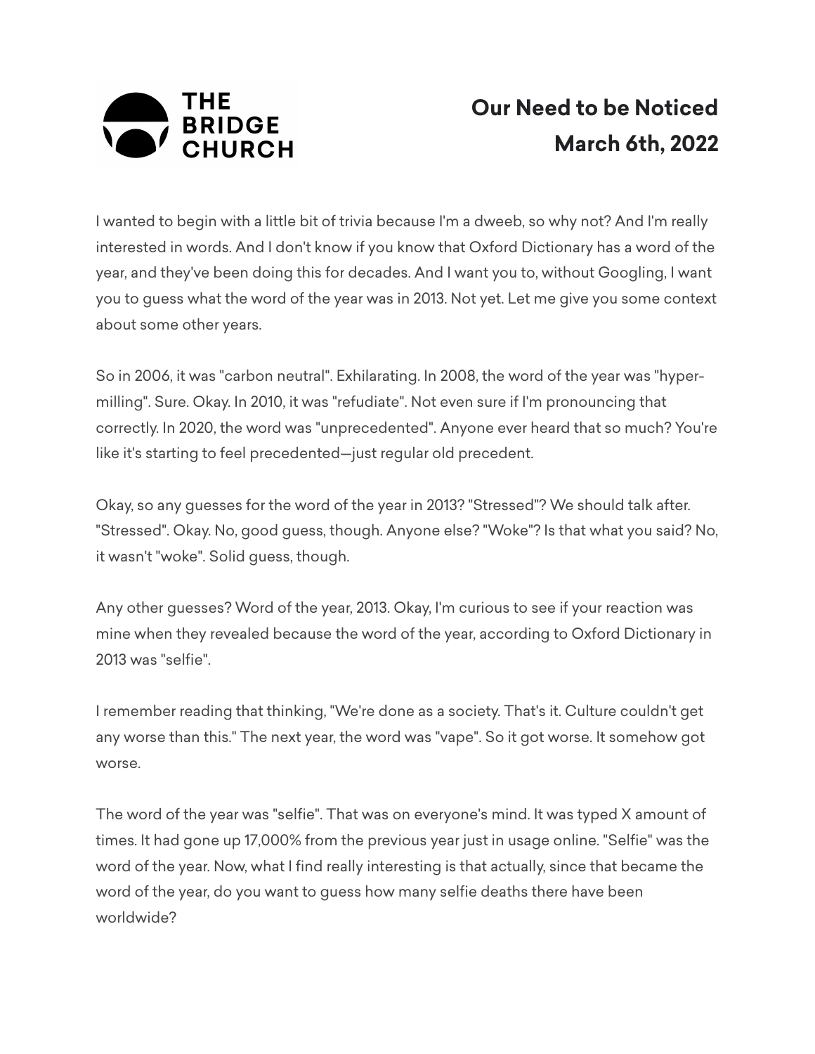THE BRIDGE CHURCH

# Our Need to be Noticed
## March 6th, 2022

I wanted to begin with a little bit of trivia because I'm a dweeb, so why not? And I'm really interested in words. And I don't know if you know that Oxford Dictionary has a word of the year, and they've been doing this for decades. And I want you to, without Googling, I want you to guess what the word of the year was in 2013. Not yet. Let me give you some context about some other years.

So in 2006, it was "carbon neutral". Exhilarating. In 2008, the word of the year was "hyper-milling". Sure. Okay. In 2010, it was "refudiate". Not even sure if I'm pronouncing that correctly. In 2020, the word was "unprecedented". Anyone ever heard that so much? You're like it's starting to feel precedented—just regular old precedent.

Okay, so any guesses for the word of the year in 2013? "Stressed"? We should talk after. "Stressed". Okay. No, good guess, though. Anyone else? "Woke"? Is that what you said? No, it wasn't "woke". Solid guess, though.

Any other guesses? Word of the year, 2013. Okay, I'm curious to see if your reaction was mine when they revealed because the word of the year, according to Oxford Dictionary in 2013 was "selfie".

I remember reading that thinking, "We're done as a society. That's it. Culture couldn't get any worse than this." The next year, the word was "vape". So it got worse. It somehow got worse.

The word of the year was "selfie". That was on everyone's mind. It was typed X amount of times. It had gone up 17,000% from the previous year just in usage online. "Selfie" was the word of the year. Now, what I find really interesting is that actually, since that became the word of the year, do you want to guess how many selfie deaths there have been worldwide?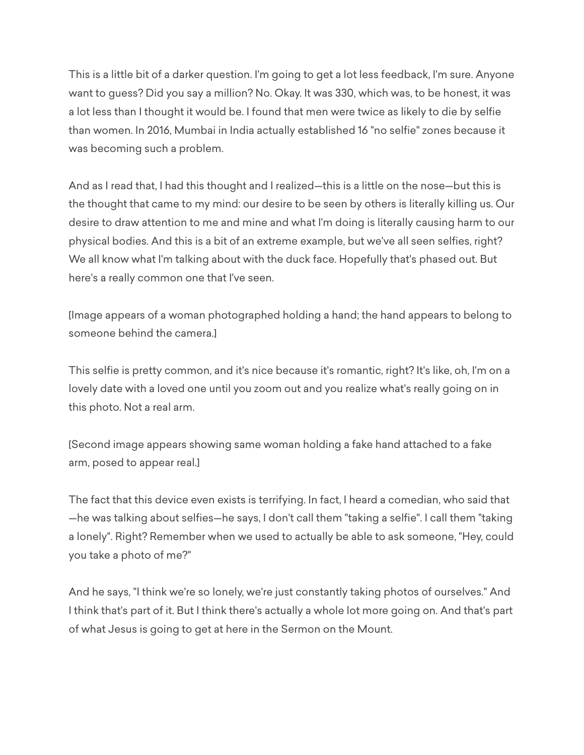This is a little bit of a darker question. I'm going to get a lot less feedback, I'm sure. Anyone want to guess? Did you say a million? No. Okay. It was 330, which was, to be honest, it was a lot less than I thought it would be. I found that men were twice as likely to die by selfie than women. In 2016, Mumbai in India actually established 16 "no selfie" zones because it was becoming such a problem.

And as I read that, I had this thought and I realized—this is a little on the nose—but this is the thought that came to my mind: our desire to be seen by others is literally killing us. Our desire to draw attention to me and mine and what I'm doing is literally causing harm to our physical bodies. And this is a bit of an extreme example, but we've all seen selfies, right? We all know what I'm talking about with the duck face. Hopefully that's phased out. But here's a really common one that I've seen.

[Image appears of a woman photographed holding a hand; the hand appears to belong to someone behind the camera.]

This selfie is pretty common, and it's nice because it's romantic, right? It's like, oh, I'm on a lovely date with a loved one until you zoom out and you realize what's really going on in this photo. Not a real arm.

[Second image appears showing same woman holding a fake hand attached to a fake arm, posed to appear real.]

The fact that this device even exists is terrifying. In fact, I heard a comedian, who said that—he was talking about selfies—he says, I don't call them "taking a selfie". I call them "taking a lonely". Right? Remember when we used to actually be able to ask someone, "Hey, could you take a photo of me?"

And he says, "I think we're so lonely, we're just constantly taking photos of ourselves." And I think that's part of it. But I think there's actually a whole lot more going on. And that's part of what Jesus is going to get at here in the Sermon on the Mount.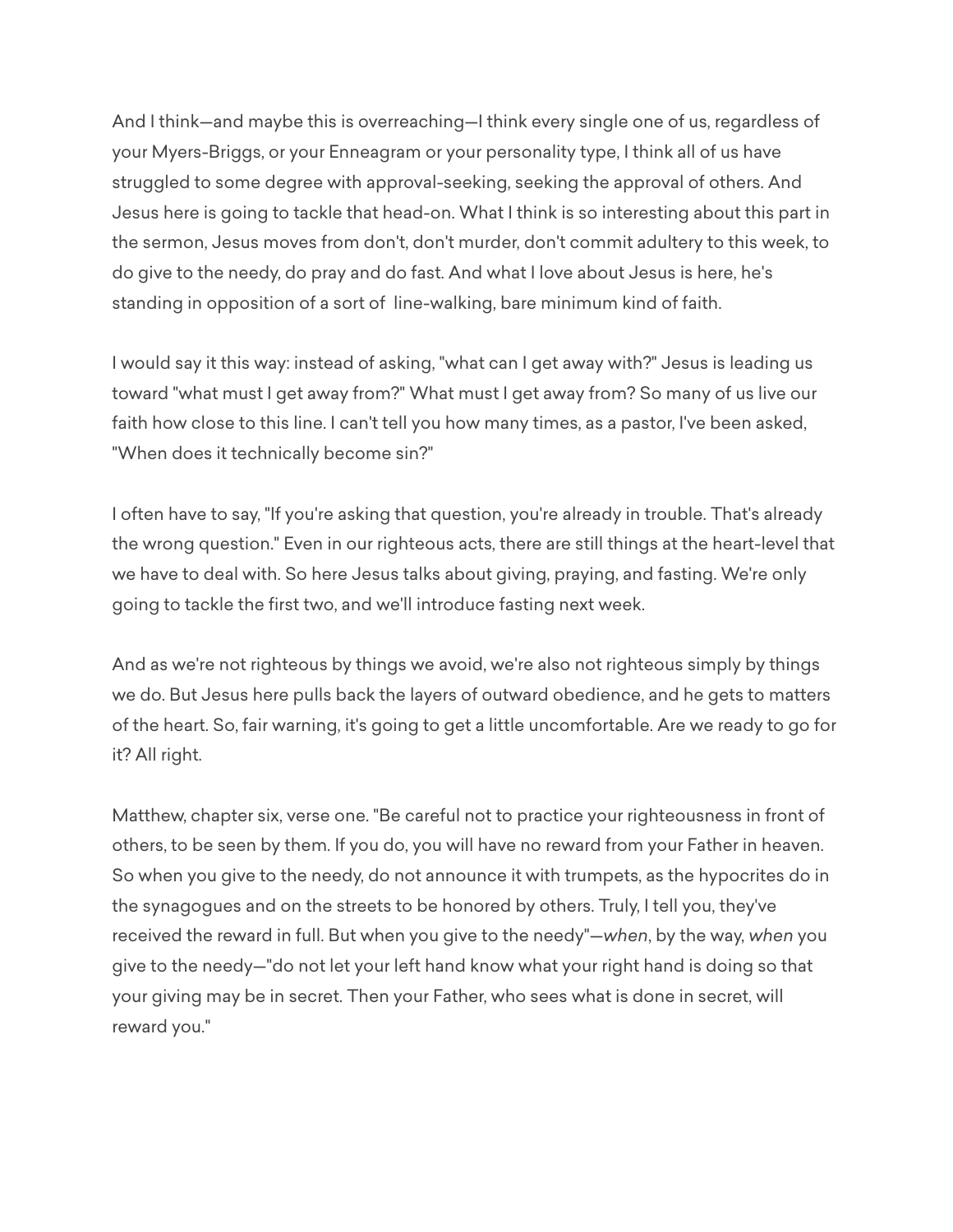And I think—and maybe this is overreaching—I think every single one of us, regardless of your Myers-Briggs, or your Enneagram or your personality type, I think all of us have struggled to some degree with approval-seeking, seeking the approval of others. And Jesus here is going to tackle that head-on. What I think is so interesting about this part in the sermon, Jesus moves from don't, don't murder, don't commit adultery to this week, to do give to the needy, do pray and do fast. And what I love about Jesus is here, he's standing in opposition of a sort of line-walking, bare minimum kind of faith.

I would say it this way: instead of asking, "what can I get away with?" Jesus is leading us toward "what must I get away from?" What must I get away from? So many of us live our faith how close to this line. I can't tell you how many times, as a pastor, I've been asked, "When does it technically become sin?"

I often have to say, "If you're asking that question, you're already in trouble. That's already the wrong question." Even in our righteous acts, there are still things at the heart-level that we have to deal with. So here Jesus talks about giving, praying, and fasting. We're only going to tackle the first two, and we'll introduce fasting next week.

And as we're not righteous by things we avoid, we're also not righteous simply by things we do. But Jesus here pulls back the layers of outward obedience, and he gets to matters of the heart. So, fair warning, it's going to get a little uncomfortable. Are we ready to go for it? All right.

Matthew, chapter six, verse one. "Be careful not to practice your righteousness in front of others, to be seen by them. If you do, you will have no reward from your Father in heaven. So when you give to the needy, do not announce it with trumpets, as the hypocrites do in the synagogues and on the streets to be honored by others. Truly, I tell you, they've received the reward in full. But when you give to the needy"—*when*, by the way, *when* you give to the needy—"do not let your left hand know what your right hand is doing so that your giving may be in secret. Then your Father, who sees what is done in secret, will reward you."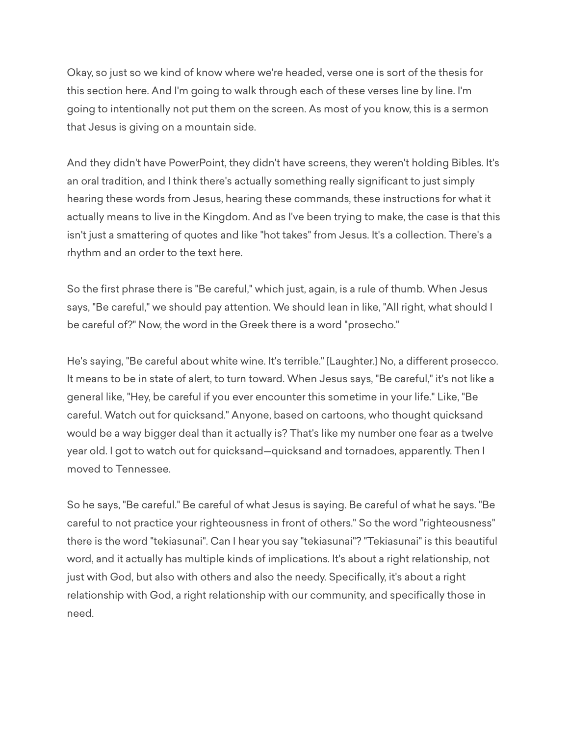Okay, so just so we kind of know where we're headed, verse one is sort of the thesis for this section here. And I'm going to walk through each of these verses line by line. I'm going to intentionally not put them on the screen. As most of you know, this is a sermon that Jesus is giving on a mountain side.

And they didn't have PowerPoint, they didn't have screens, they weren't holding Bibles. It's an oral tradition, and I think there's actually something really significant to just simply hearing these words from Jesus, hearing these commands, these instructions for what it actually means to live in the Kingdom. And as I've been trying to make, the case is that this isn't just a smattering of quotes and like "hot takes" from Jesus. It's a collection. There's a rhythm and an order to the text here.

So the first phrase there is "Be careful," which just, again, is a rule of thumb. When Jesus says, "Be careful," we should pay attention. We should lean in like, "All right, what should I be careful of?" Now, the word in the Greek there is a word "prosecho."

He's saying, "Be careful about white wine. It's terrible." [Laughter.] No, a different prosecco. It means to be in state of alert, to turn toward. When Jesus says, "Be careful," it's not like a general like, "Hey, be careful if you ever encounter this sometime in your life." Like, "Be careful. Watch out for quicksand." Anyone, based on cartoons, who thought quicksand would be a way bigger deal than it actually is? That's like my number one fear as a twelve year old. I got to watch out for quicksand—quicksand and tornadoes, apparently. Then I moved to Tennessee.

So he says, "Be careful." Be careful of what Jesus is saying. Be careful of what he says. "Be careful to not practice your righteousness in front of others." So the word "righteousness" there is the word "tekiasunai". Can I hear you say "tekiasunai"? "Tekiasunai" is this beautiful word, and it actually has multiple kinds of implications. It's about a right relationship, not just with God, but also with others and also the needy. Specifically, it's about a right relationship with God, a right relationship with our community, and specifically those in need.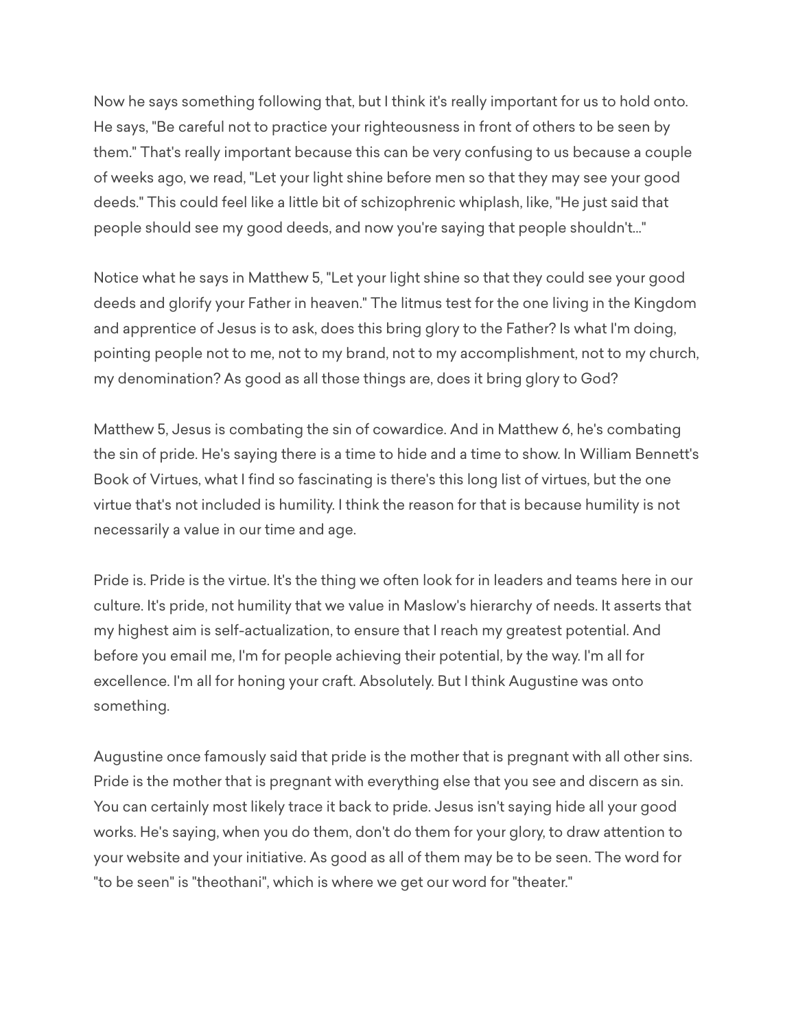Now he says something following that, but I think it's really important for us to hold onto. He says, "Be careful not to practice your righteousness in front of others to be seen by them." That's really important because this can be very confusing to us because a couple of weeks ago, we read, "Let your light shine before men so that they may see your good deeds." This could feel like a little bit of schizophrenic whiplash, like, "He just said that people should see my good deeds, and now you're saying that people shouldn't..."

Notice what he says in Matthew 5, "Let your light shine so that they could see your good deeds and glorify your Father in heaven." The litmus test for the one living in the Kingdom and apprentice of Jesus is to ask, does this bring glory to the Father? Is what I'm doing, pointing people not to me, not to my brand, not to my accomplishment, not to my church, my denomination? As good as all those things are, does it bring glory to God?

Matthew 5, Jesus is combating the sin of cowardice. And in Matthew 6, he's combating the sin of pride. He's saying there is a time to hide and a time to show. In William Bennett's Book of Virtues, what I find so fascinating is there's this long list of virtues, but the one virtue that's not included is humility. I think the reason for that is because humility is not necessarily a value in our time and age.

Pride is. Pride is the virtue. It's the thing we often look for in leaders and teams here in our culture. It's pride, not humility that we value in Maslow's hierarchy of needs. It asserts that my highest aim is self-actualization, to ensure that I reach my greatest potential. And before you email me, I'm for people achieving their potential, by the way. I'm all for excellence. I'm all for honing your craft. Absolutely. But I think Augustine was onto something.

Augustine once famously said that pride is the mother that is pregnant with all other sins. Pride is the mother that is pregnant with everything else that you see and discern as sin. You can certainly most likely trace it back to pride. Jesus isn't saying hide all your good works. He's saying, when you do them, don't do them for your glory, to draw attention to your website and your initiative. As good as all of them may be to be seen. The word for "to be seen" is "theothani", which is where we get our word for "theater."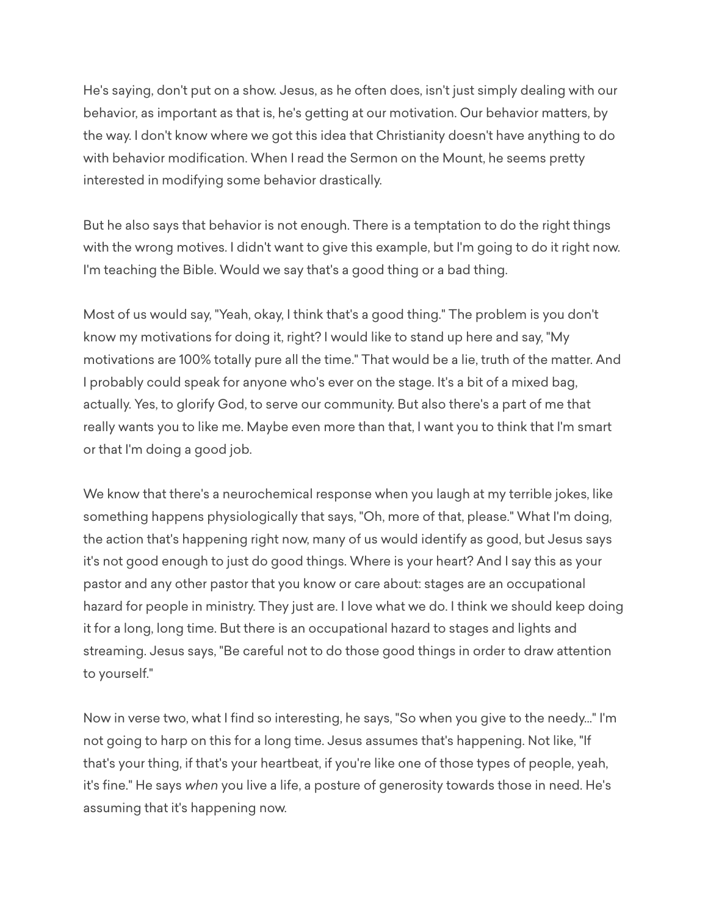He's saying, don't put on a show. Jesus, as he often does, isn't just simply dealing with our behavior, as important as that is, he's getting at our motivation. Our behavior matters, by the way. I don't know where we got this idea that Christianity doesn't have anything to do with behavior modification. When I read the Sermon on the Mount, he seems pretty interested in modifying some behavior drastically.

But he also says that behavior is not enough. There is a temptation to do the right things with the wrong motives. I didn't want to give this example, but I'm going to do it right now. I'm teaching the Bible. Would we say that's a good thing or a bad thing.

Most of us would say, "Yeah, okay, I think that's a good thing." The problem is you don't know my motivations for doing it, right? I would like to stand up here and say, "My motivations are 100% totally pure all the time." That would be a lie, truth of the matter. And I probably could speak for anyone who's ever on the stage. It's a bit of a mixed bag, actually. Yes, to glorify God, to serve our community. But also there's a part of me that really wants you to like me. Maybe even more than that, I want you to think that I'm smart or that I'm doing a good job.

We know that there's a neurochemical response when you laugh at my terrible jokes, like something happens physiologically that says, "Oh, more of that, please." What I'm doing, the action that's happening right now, many of us would identify as good, but Jesus says it's not good enough to just do good things. Where is your heart? And I say this as your pastor and any other pastor that you know or care about: stages are an occupational hazard for people in ministry. They just are. I love what we do. I think we should keep doing it for a long, long time. But there is an occupational hazard to stages and lights and streaming. Jesus says, "Be careful not to do those good things in order to draw attention to yourself."

Now in verse two, what I find so interesting, he says, "So when you give to the needy..." I'm not going to harp on this for a long time. Jesus assumes that's happening. Not like, "If that's your thing, if that's your heartbeat, if you're like one of those types of people, yeah, it's fine." He says *when* you live a life, a posture of generosity towards those in need. He's assuming that it's happening now.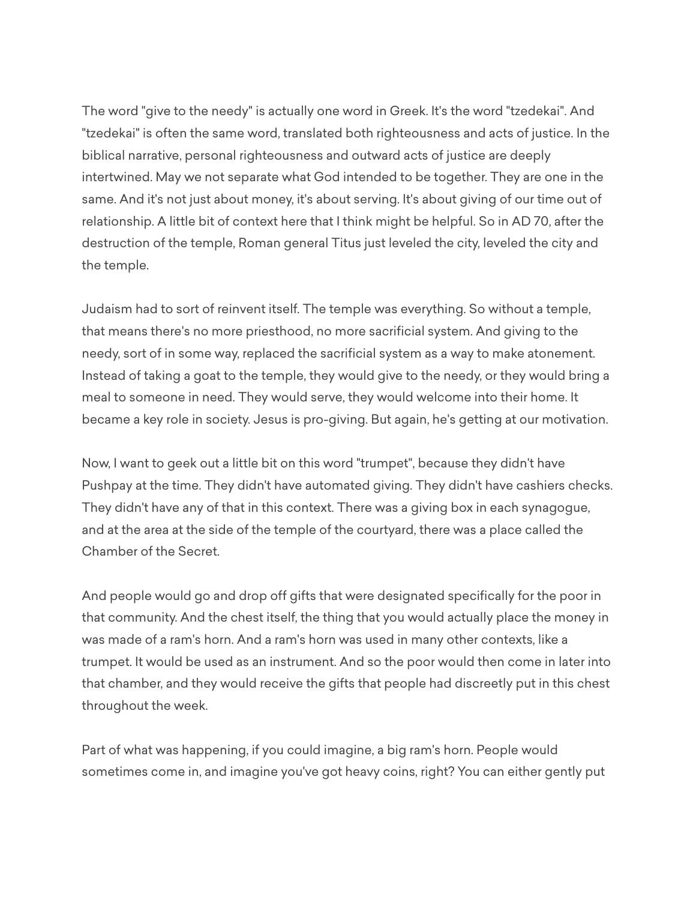The word "give to the needy" is actually one word in Greek. It's the word "tzedekai". And "tzedekai" is often the same word, translated both righteousness and acts of justice. In the biblical narrative, personal righteousness and outward acts of justice are deeply intertwined. May we not separate what God intended to be together. They are one in the same. And it's not just about money, it's about serving. It's about giving of our time out of relationship. A little bit of context here that I think might be helpful. So in AD 70, after the destruction of the temple, Roman general Titus just leveled the city, leveled the city and the temple.

Judaism had to sort of reinvent itself. The temple was everything. So without a temple, that means there's no more priesthood, no more sacrificial system. And giving to the needy, sort of in some way, replaced the sacrificial system as a way to make atonement. Instead of taking a goat to the temple, they would give to the needy, or they would bring a meal to someone in need. They would serve, they would welcome into their home. It became a key role in society. Jesus is pro-giving. But again, he's getting at our motivation.

Now, I want to geek out a little bit on this word "trumpet", because they didn't have Pushpay at the time. They didn't have automated giving. They didn't have cashiers checks. They didn't have any of that in this context. There was a giving box in each synagogue, and at the area at the side of the temple of the courtyard, there was a place called the Chamber of the Secret.

And people would go and drop off gifts that were designated specifically for the poor in that community. And the chest itself, the thing that you would actually place the money in was made of a ram's horn. And a ram's horn was used in many other contexts, like a trumpet. It would be used as an instrument. And so the poor would then come in later into that chamber, and they would receive the gifts that people had discreetly put in this chest throughout the week.

Part of what was happening, if you could imagine, a big ram's horn. People would sometimes come in, and imagine you've got heavy coins, right? You can either gently put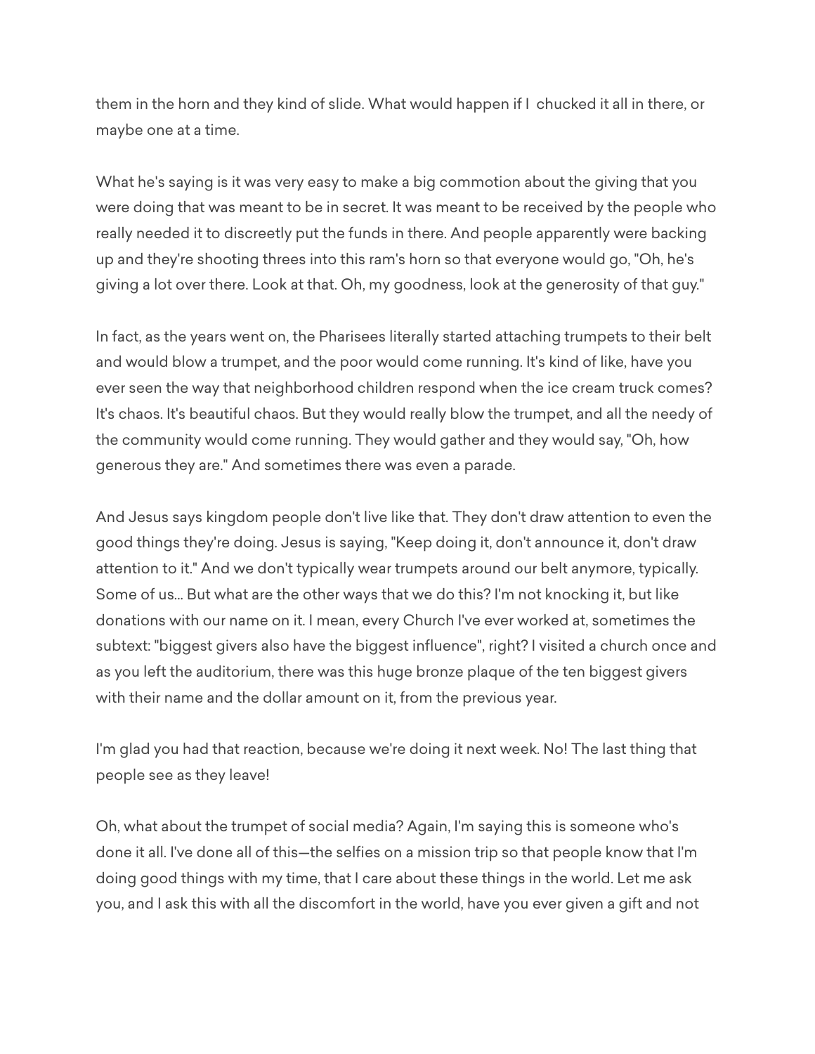them in the horn and they kind of slide. What would happen if I chucked it all in there, or maybe one at a time.

What he's saying is it was very easy to make a big commotion about the giving that you were doing that was meant to be in secret. It was meant to be received by the people who really needed it to discreetly put the funds in there. And people apparently were backing up and they're shooting threes into this ram's horn so that everyone would go, "Oh, he's giving a lot over there. Look at that. Oh, my goodness, look at the generosity of that guy."

In fact, as the years went on, the Pharisees literally started attaching trumpets to their belt and would blow a trumpet, and the poor would come running. It's kind of like, have you ever seen the way that neighborhood children respond when the ice cream truck comes? It's chaos. It's beautiful chaos. But they would really blow the trumpet, and all the needy of the community would come running. They would gather and they would say, "Oh, how generous they are." And sometimes there was even a parade.

And Jesus says kingdom people don't live like that. They don't draw attention to even the good things they're doing. Jesus is saying, "Keep doing it, don't announce it, don't draw attention to it." And we don't typically wear trumpets around our belt anymore, typically. Some of us... But what are the other ways that we do this? I'm not knocking it, but like donations with our name on it. I mean, every Church I've ever worked at, sometimes the subtext: "biggest givers also have the biggest influence", right? I visited a church once and as you left the auditorium, there was this huge bronze plaque of the ten biggest givers with their name and the dollar amount on it, from the previous year.

I'm glad you had that reaction, because we're doing it next week. No! The last thing that people see as they leave!

Oh, what about the trumpet of social media? Again, I'm saying this is someone who's done it all. I've done all of this—the selfies on a mission trip so that people know that I'm doing good things with my time, that I care about these things in the world. Let me ask you, and I ask this with all the discomfort in the world, have you ever given a gift and not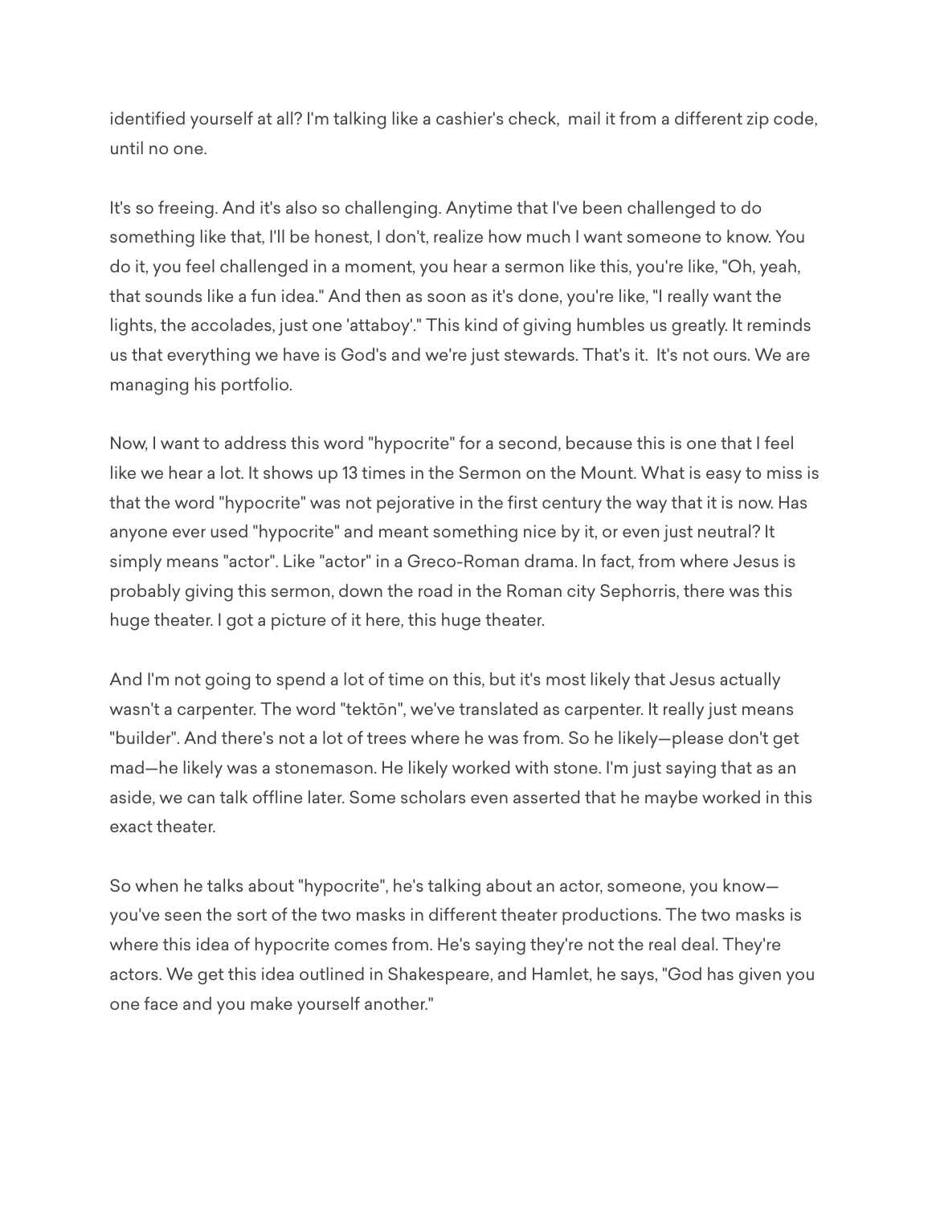identified yourself at all? I'm talking like a cashier's check,  mail it from a different zip code, until no one.

It's so freeing. And it's also so challenging. Anytime that I've been challenged to do something like that, I'll be honest, I don't, realize how much I want someone to know. You do it, you feel challenged in a moment, you hear a sermon like this, you're like, "Oh, yeah, that sounds like a fun idea." And then as soon as it's done, you're like, "I really want the lights, the accolades, just one 'attaboy'." This kind of giving humbles us greatly. It reminds us that everything we have is God's and we're just stewards. That's it.  It's not ours. We are managing his portfolio.

Now, I want to address this word "hypocrite" for a second, because this is one that I feel like we hear a lot. It shows up 13 times in the Sermon on the Mount. What is easy to miss is that the word "hypocrite" was not pejorative in the first century the way that it is now. Has anyone ever used "hypocrite" and meant something nice by it, or even just neutral? It simply means "actor". Like "actor" in a Greco-Roman drama. In fact, from where Jesus is probably giving this sermon, down the road in the Roman city Sephorris, there was this huge theater. I got a picture of it here, this huge theater.

And I'm not going to spend a lot of time on this, but it's most likely that Jesus actually wasn't a carpenter. The word "tektōn", we've translated as carpenter. It really just means "builder". And there's not a lot of trees where he was from. So he likely—please don't get mad—he likely was a stonemason. He likely worked with stone. I'm just saying that as an aside, we can talk offline later. Some scholars even asserted that he maybe worked in this exact theater.

So when he talks about "hypocrite", he's talking about an actor, someone, you know—you've seen the sort of the two masks in different theater productions. The two masks is where this idea of hypocrite comes from. He's saying they're not the real deal. They're actors. We get this idea outlined in Shakespeare, and Hamlet, he says, "God has given you one face and you make yourself another."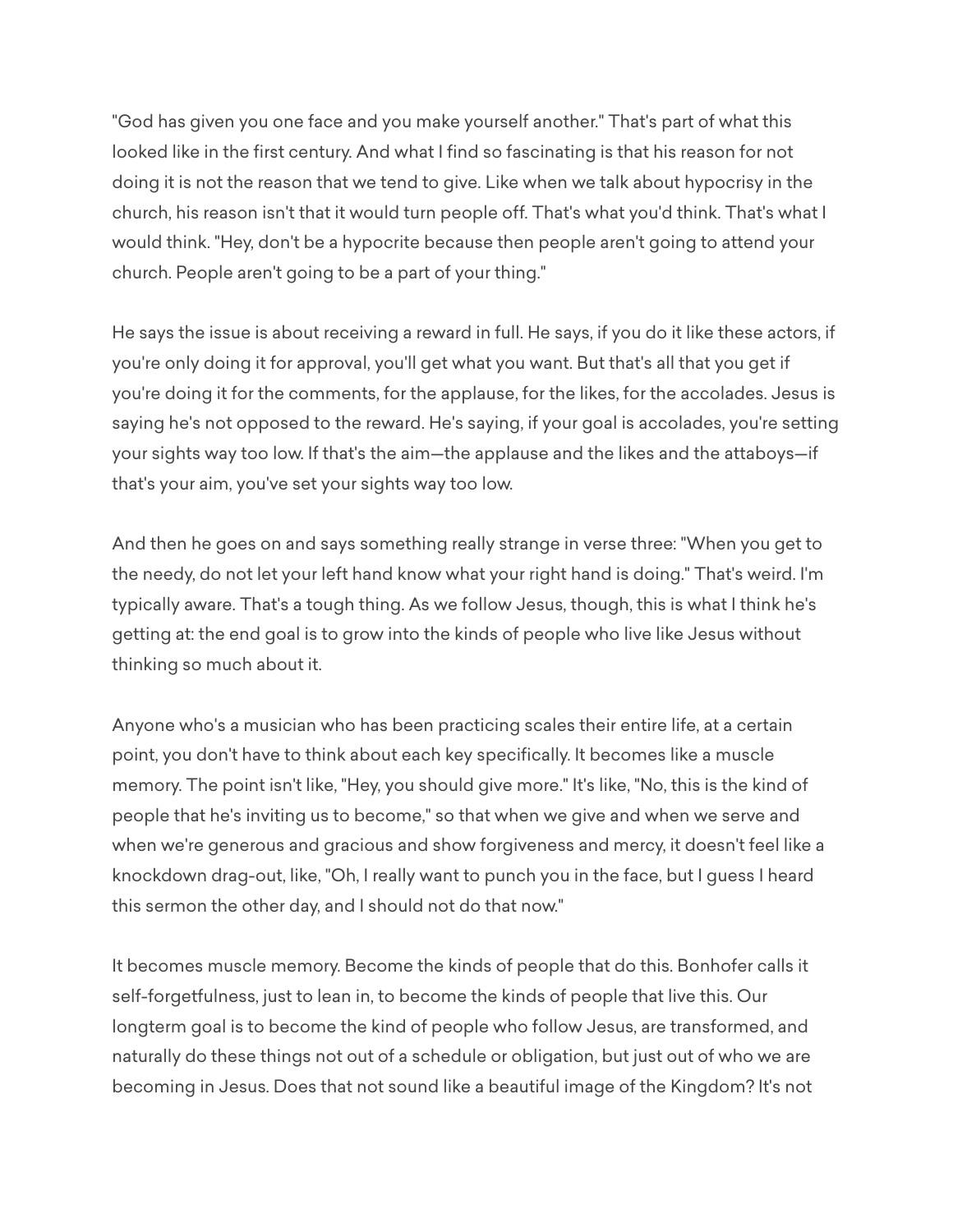"God has given you one face and you make yourself another." That's part of what this looked like in the first century. And what I find so fascinating is that his reason for not doing it is not the reason that we tend to give. Like when we talk about hypocrisy in the church, his reason isn't that it would turn people off. That's what you'd think. That's what I would think. "Hey, don't be a hypocrite because then people aren't going to attend your church. People aren't going to be a part of your thing."

He says the issue is about receiving a reward in full. He says, if you do it like these actors, if you're only doing it for approval, you'll get what you want. But that's all that you get if you're doing it for the comments, for the applause, for the likes, for the accolades. Jesus is saying he's not opposed to the reward. He's saying, if your goal is accolades, you're setting your sights way too low. If that's the aim—the applause and the likes and the attaboys—if that's your aim, you've set your sights way too low.

And then he goes on and says something really strange in verse three: "When you get to the needy, do not let your left hand know what your right hand is doing." That's weird. I'm typically aware. That's a tough thing. As we follow Jesus, though, this is what I think he's getting at: the end goal is to grow into the kinds of people who live like Jesus without thinking so much about it.

Anyone who's a musician who has been practicing scales their entire life, at a certain point, you don't have to think about each key specifically. It becomes like a muscle memory. The point isn't like, "Hey, you should give more." It's like, "No, this is the kind of people that he's inviting us to become," so that when we give and when we serve and when we're generous and gracious and show forgiveness and mercy, it doesn't feel like a knockdown drag-out, like, "Oh, I really want to punch you in the face, but I guess I heard this sermon the other day, and I should not do that now."

It becomes muscle memory. Become the kinds of people that do this. Bonhofer calls it self-forgetfulness, just to lean in, to become the kinds of people that live this. Our longterm goal is to become the kind of people who follow Jesus, are transformed, and naturally do these things not out of a schedule or obligation, but just out of who we are becoming in Jesus. Does that not sound like a beautiful image of the Kingdom? It's not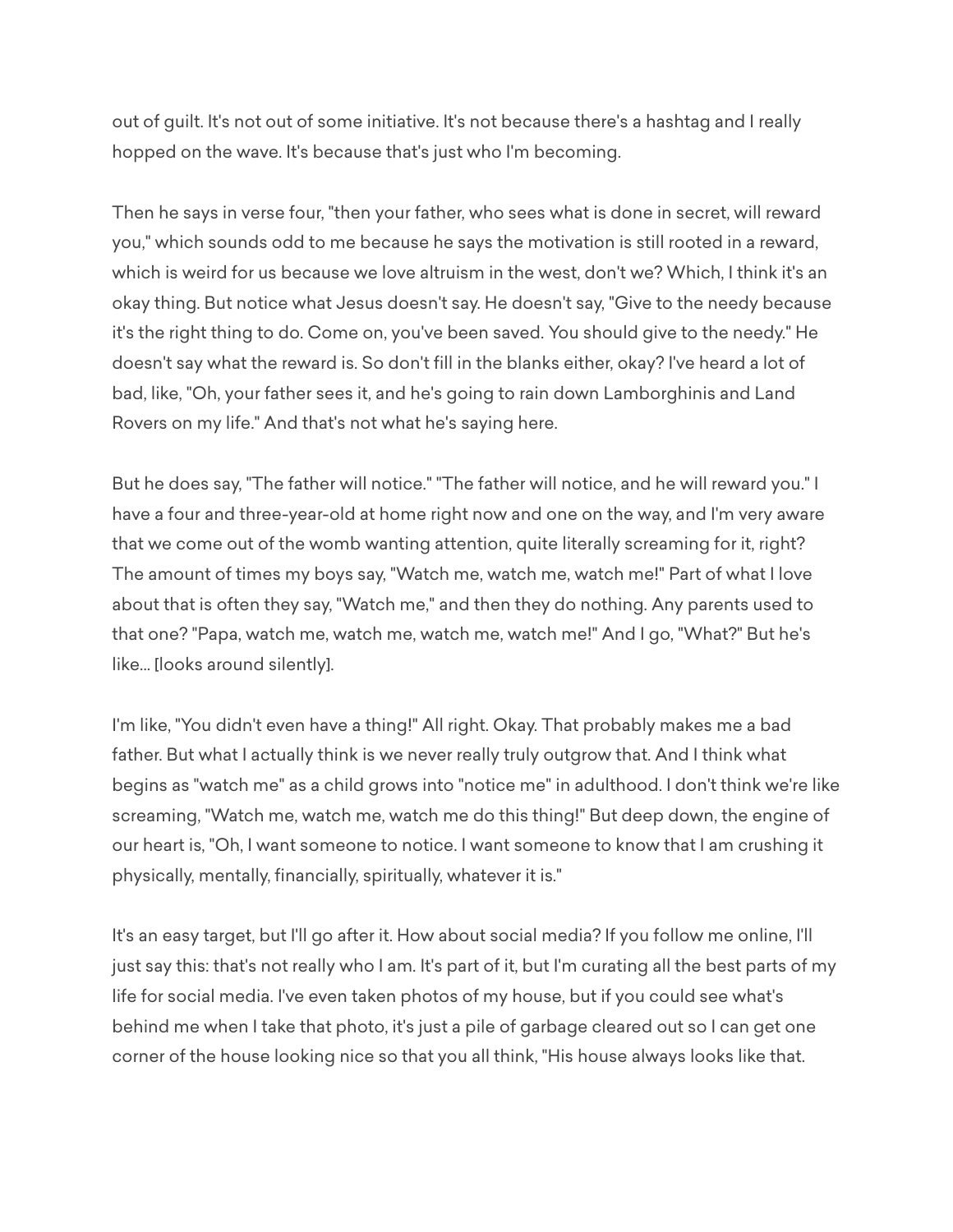out of guilt. It's not out of some initiative. It's not because there's a hashtag and I really hopped on the wave. It's because that's just who I'm becoming.

Then he says in verse four, "then your father, who sees what is done in secret, will reward you," which sounds odd to me because he says the motivation is still rooted in a reward, which is weird for us because we love altruism in the west, don't we? Which, I think it's an okay thing. But notice what Jesus doesn't say. He doesn't say, "Give to the needy because it's the right thing to do. Come on, you've been saved. You should give to the needy." He doesn't say what the reward is. So don't fill in the blanks either, okay? I've heard a lot of bad, like, "Oh, your father sees it, and he's going to rain down Lamborghinis and Land Rovers on my life." And that's not what he's saying here.

But he does say, "The father will notice." "The father will notice, and he will reward you." I have a four and three-year-old at home right now and one on the way, and I'm very aware that we come out of the womb wanting attention, quite literally screaming for it, right? The amount of times my boys say, "Watch me, watch me, watch me!" Part of what I love about that is often they say, "Watch me," and then they do nothing. Any parents used to that one? "Papa, watch me, watch me, watch me, watch me!" And I go, "What?" But he's like... [looks around silently].

I'm like, "You didn't even have a thing!" All right. Okay. That probably makes me a bad father. But what I actually think is we never really truly outgrow that. And I think what begins as "watch me" as a child grows into "notice me" in adulthood. I don't think we're like screaming, "Watch me, watch me, watch me do this thing!" But deep down, the engine of our heart is, "Oh, I want someone to notice. I want someone to know that I am crushing it physically, mentally, financially, spiritually, whatever it is."

It's an easy target, but I'll go after it. How about social media? If you follow me online, I'll just say this: that's not really who I am. It's part of it, but I'm curating all the best parts of my life for social media. I've even taken photos of my house, but if you could see what's behind me when I take that photo, it's just a pile of garbage cleared out so I can get one corner of the house looking nice so that you all think, "His house always looks like that.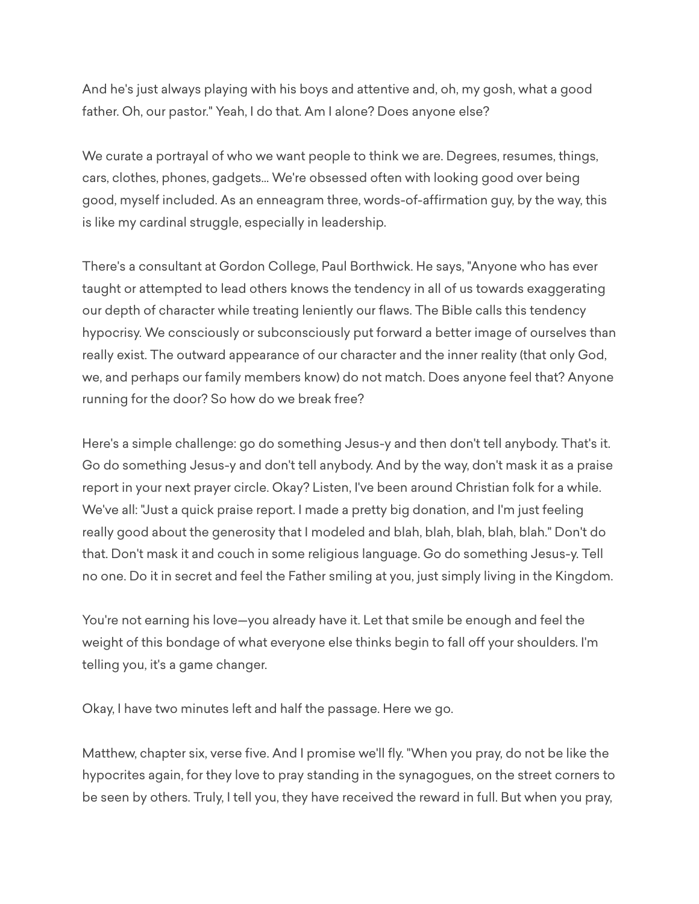And he's just always playing with his boys and attentive and, oh, my gosh, what a good father. Oh, our pastor." Yeah, I do that. Am I alone? Does anyone else?

We curate a portrayal of who we want people to think we are. Degrees, resumes, things, cars, clothes, phones, gadgets... We're obsessed often with looking good over being good, myself included. As an enneagram three, words-of-affirmation guy, by the way, this is like my cardinal struggle, especially in leadership.

There's a consultant at Gordon College, Paul Borthwick. He says, "Anyone who has ever taught or attempted to lead others knows the tendency in all of us towards exaggerating our depth of character while treating leniently our flaws. The Bible calls this tendency hypocrisy. We consciously or subconsciously put forward a better image of ourselves than really exist. The outward appearance of our character and the inner reality (that only God, we, and perhaps our family members know) do not match. Does anyone feel that? Anyone running for the door? So how do we break free?

Here's a simple challenge: go do something Jesus-y and then don't tell anybody. That's it. Go do something Jesus-y and don't tell anybody. And by the way, don't mask it as a praise report in your next prayer circle. Okay? Listen, I've been around Christian folk for a while. We've all: "Just a quick praise report. I made a pretty big donation, and I'm just feeling really good about the generosity that I modeled and blah, blah, blah, blah, blah." Don't do that. Don't mask it and couch in some religious language. Go do something Jesus-y. Tell no one. Do it in secret and feel the Father smiling at you, just simply living in the Kingdom.

You're not earning his love—you already have it. Let that smile be enough and feel the weight of this bondage of what everyone else thinks begin to fall off your shoulders. I'm telling you, it's a game changer.

Okay, I have two minutes left and half the passage. Here we go.

Matthew, chapter six, verse five. And I promise we'll fly. "When you pray, do not be like the hypocrites again, for they love to pray standing in the synagogues, on the street corners to be seen by others. Truly, I tell you, they have received the reward in full. But when you pray,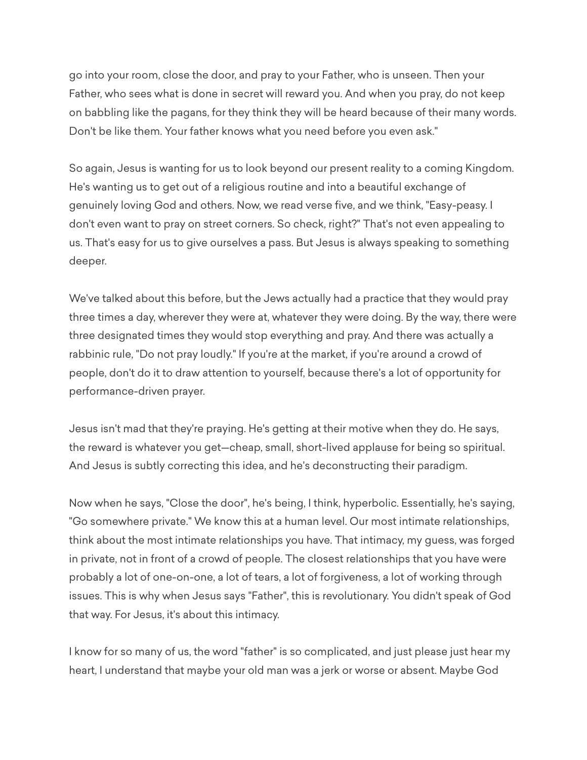go into your room, close the door, and pray to your Father, who is unseen. Then your Father, who sees what is done in secret will reward you. And when you pray, do not keep on babbling like the pagans, for they think they will be heard because of their many words. Don't be like them. Your father knows what you need before you even ask."

So again, Jesus is wanting for us to look beyond our present reality to a coming Kingdom. He's wanting us to get out of a religious routine and into a beautiful exchange of genuinely loving God and others. Now, we read verse five, and we think, "Easy-peasy. I don't even want to pray on street corners. So check, right?" That's not even appealing to us. That's easy for us to give ourselves a pass. But Jesus is always speaking to something deeper.

We've talked about this before, but the Jews actually had a practice that they would pray three times a day, wherever they were at, whatever they were doing. By the way, there were three designated times they would stop everything and pray. And there was actually a rabbinic rule, "Do not pray loudly." If you're at the market, if you're around a crowd of people, don't do it to draw attention to yourself, because there's a lot of opportunity for performance-driven prayer.

Jesus isn't mad that they're praying. He's getting at their motive when they do. He says, the reward is whatever you get—cheap, small, short-lived applause for being so spiritual. And Jesus is subtly correcting this idea, and he's deconstructing their paradigm.

Now when he says, "Close the door", he's being, I think, hyperbolic. Essentially, he's saying, "Go somewhere private." We know this at a human level. Our most intimate relationships, think about the most intimate relationships you have. That intimacy, my guess, was forged in private, not in front of a crowd of people. The closest relationships that you have were probably a lot of one-on-one, a lot of tears, a lot of forgiveness, a lot of working through issues. This is why when Jesus says "Father", this is revolutionary. You didn't speak of God that way. For Jesus, it's about this intimacy.

I know for so many of us, the word "father" is so complicated, and just please just hear my heart, I understand that maybe your old man was a jerk or worse or absent. Maybe God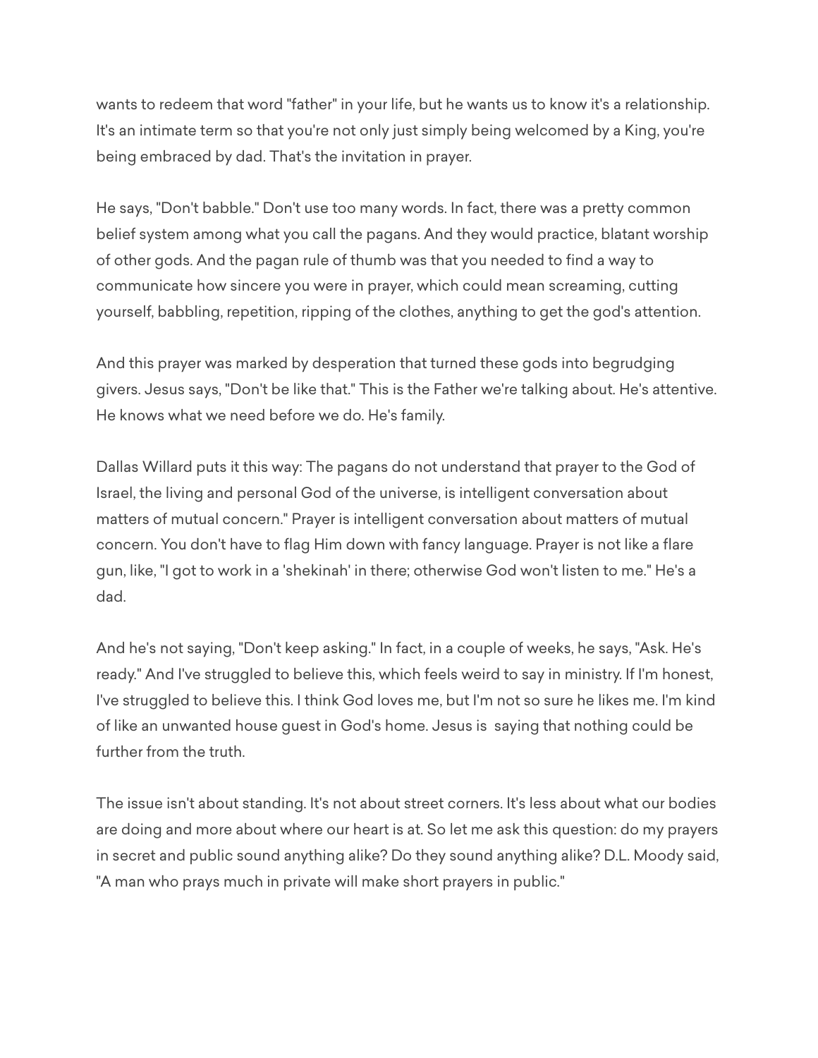wants to redeem that word "father" in your life, but he wants us to know it's a relationship. It's an intimate term so that you're not only just simply being welcomed by a King, you're being embraced by dad. That's the invitation in prayer.

He says, "Don't babble." Don't use too many words. In fact, there was a pretty common belief system among what you call the pagans. And they would practice, blatant worship of other gods. And the pagan rule of thumb was that you needed to find a way to communicate how sincere you were in prayer, which could mean screaming, cutting yourself, babbling, repetition, ripping of the clothes, anything to get the god's attention.

And this prayer was marked by desperation that turned these gods into begrudging givers. Jesus says, "Don't be like that." This is the Father we're talking about. He's attentive. He knows what we need before we do. He's family.

Dallas Willard puts it this way: The pagans do not understand that prayer to the God of Israel, the living and personal God of the universe, is intelligent conversation about matters of mutual concern." Prayer is intelligent conversation about matters of mutual concern. You don't have to flag Him down with fancy language. Prayer is not like a flare gun, like, "I got to work in a 'shekinah' in there; otherwise God won't listen to me." He's a dad.

And he's not saying, "Don't keep asking." In fact, in a couple of weeks, he says, "Ask. He's ready." And I've struggled to believe this, which feels weird to say in ministry. If I'm honest, I've struggled to believe this. I think God loves me, but I'm not so sure he likes me. I'm kind of like an unwanted house guest in God's home. Jesus is saying that nothing could be further from the truth.

The issue isn't about standing. It's not about street corners. It's less about what our bodies are doing and more about where our heart is at. So let me ask this question: do my prayers in secret and public sound anything alike? Do they sound anything alike? D.L. Moody said, "A man who prays much in private will make short prayers in public."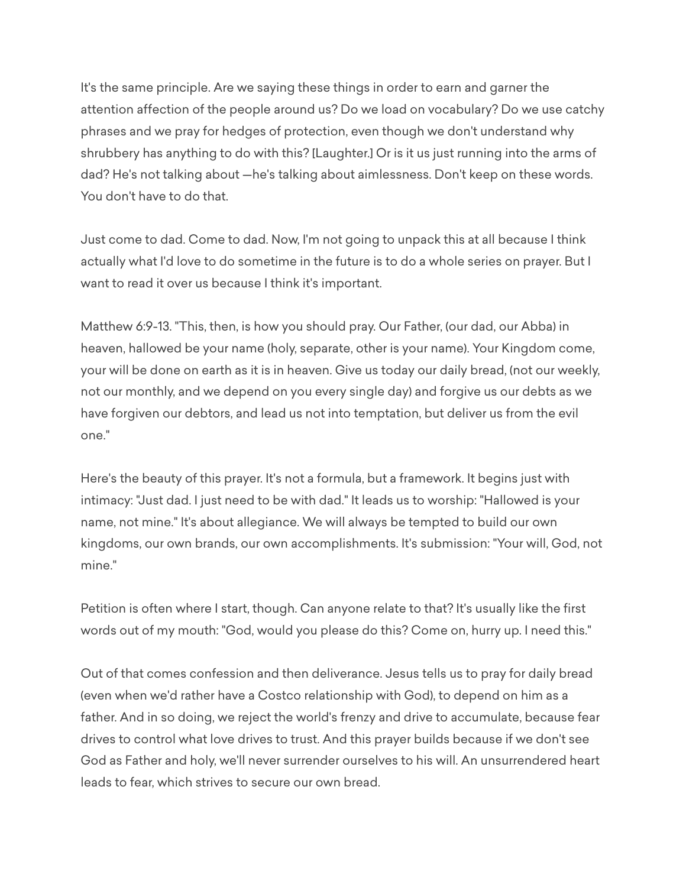It's the same principle. Are we saying these things in order to earn and garner the attention affection of the people around us? Do we load on vocabulary? Do we use catchy phrases and we pray for hedges of protection, even though we don't understand why shrubbery has anything to do with this? [Laughter.] Or is it us just running into the arms of dad? He's not talking about —he's talking about aimlessness. Don't keep on these words. You don't have to do that.

Just come to dad. Come to dad. Now, I'm not going to unpack this at all because I think actually what I'd love to do sometime in the future is to do a whole series on prayer. But I want to read it over us because I think it's important.

Matthew 6:9-13. "This, then, is how you should pray. Our Father, (our dad, our Abba) in heaven, hallowed be your name (holy, separate, other is your name). Your Kingdom come, your will be done on earth as it is in heaven. Give us today our daily bread, (not our weekly, not our monthly, and we depend on you every single day) and forgive us our debts as we have forgiven our debtors, and lead us not into temptation, but deliver us from the evil one."

Here's the beauty of this prayer. It's not a formula, but a framework. It begins just with intimacy: "Just dad. I just need to be with dad." It leads us to worship: "Hallowed is your name, not mine." It's about allegiance. We will always be tempted to build our own kingdoms, our own brands, our own accomplishments. It's submission: "Your will, God, not mine."

Petition is often where I start, though. Can anyone relate to that? It's usually like the first words out of my mouth: "God, would you please do this? Come on, hurry up. I need this."

Out of that comes confession and then deliverance. Jesus tells us to pray for daily bread (even when we'd rather have a Costco relationship with God), to depend on him as a father. And in so doing, we reject the world's frenzy and drive to accumulate, because fear drives to control what love drives to trust. And this prayer builds because if we don't see God as Father and holy, we'll never surrender ourselves to his will. An unsurrendered heart leads to fear, which strives to secure our own bread.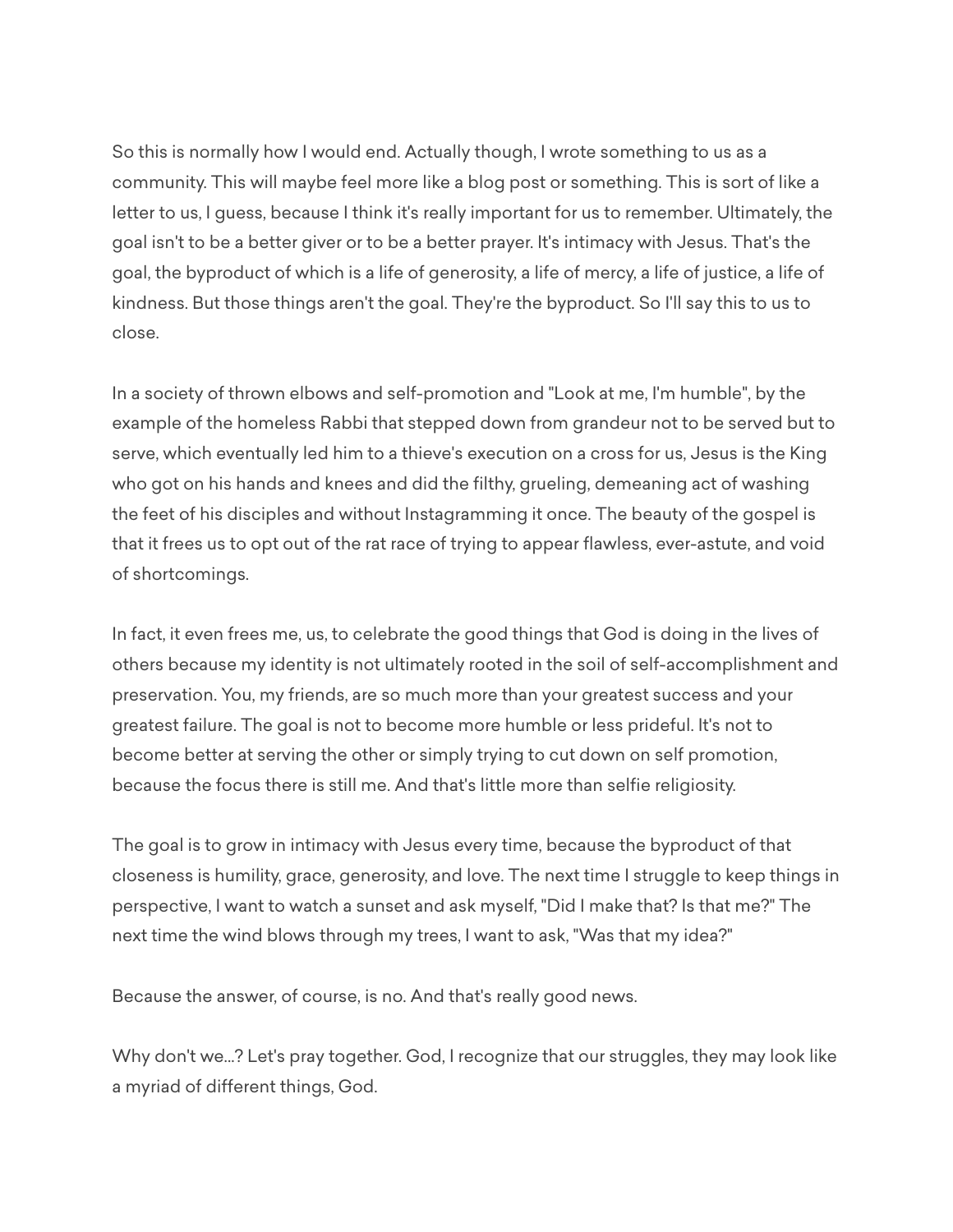So this is normally how I would end. Actually though, I wrote something to us as a community. This will maybe feel more like a blog post or something. This is sort of like a letter to us, I guess, because I think it's really important for us to remember. Ultimately, the goal isn't to be a better giver or to be a better prayer. It's intimacy with Jesus. That's the goal, the byproduct of which is a life of generosity, a life of mercy, a life of justice, a life of kindness. But those things aren't the goal. They're the byproduct. So I'll say this to us to close.

In a society of thrown elbows and self-promotion and "Look at me, I'm humble", by the example of the homeless Rabbi that stepped down from grandeur not to be served but to serve, which eventually led him to a thieve's execution on a cross for us, Jesus is the King who got on his hands and knees and did the filthy, grueling, demeaning act of washing the feet of his disciples and without Instagramming it once. The beauty of the gospel is that it frees us to opt out of the rat race of trying to appear flawless, ever-astute, and void of shortcomings.

In fact, it even frees me, us, to celebrate the good things that God is doing in the lives of others because my identity is not ultimately rooted in the soil of self-accomplishment and preservation. You, my friends, are so much more than your greatest success and your greatest failure. The goal is not to become more humble or less prideful. It's not to become better at serving the other or simply trying to cut down on self promotion, because the focus there is still me. And that's little more than selfie religiosity.

The goal is to grow in intimacy with Jesus every time, because the byproduct of that closeness is humility, grace, generosity, and love. The next time I struggle to keep things in perspective, I want to watch a sunset and ask myself, "Did I make that? Is that me?" The next time the wind blows through my trees, I want to ask, "Was that my idea?"

Because the answer, of course, is no. And that's really good news.

Why don't we...? Let's pray together. God, I recognize that our struggles, they may look like a myriad of different things, God.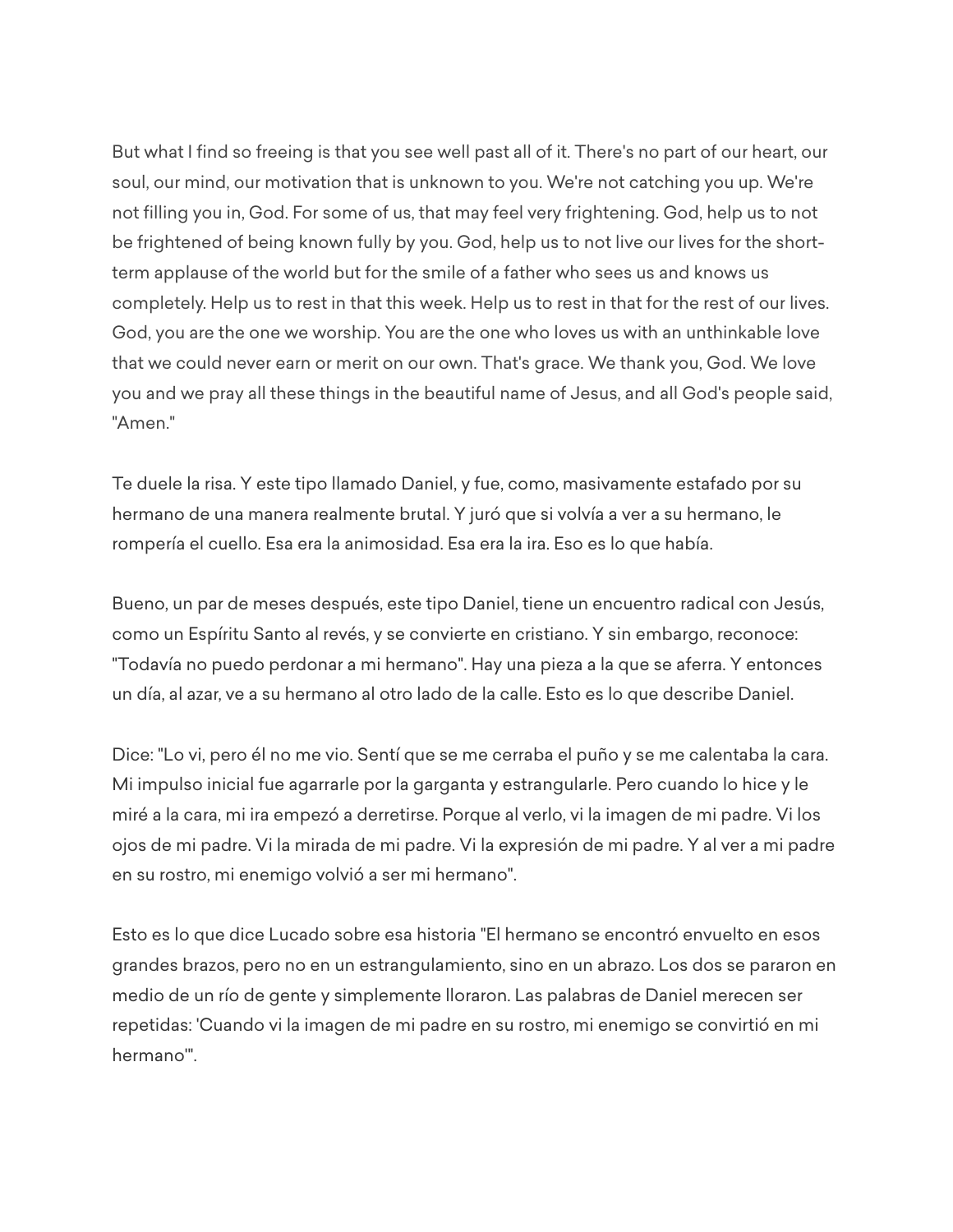But what I find so freeing is that you see well past all of it. There's no part of our heart, our soul, our mind, our motivation that is unknown to you. We're not catching you up. We're not filling you in, God. For some of us, that may feel very frightening. God, help us to not be frightened of being known fully by you. God, help us to not live our lives for the short-term applause of the world but for the smile of a father who sees us and knows us completely. Help us to rest in that this week. Help us to rest in that for the rest of our lives. God, you are the one we worship. You are the one who loves us with an unthinkable love that we could never earn or merit on our own. That's grace. We thank you, God. We love you and we pray all these things in the beautiful name of Jesus, and all God's people said, "Amen."

Te duele la risa. Y este tipo llamado Daniel, y fue, como, masivamente estafado por su hermano de una manera realmente brutal. Y juró que si volvía a ver a su hermano, le rompería el cuello. Esa era la animosidad. Esa era la ira. Eso es lo que había.

Bueno, un par de meses después, este tipo Daniel, tiene un encuentro radical con Jesús, como un Espíritu Santo al revés, y se convierte en cristiano. Y sin embargo, reconoce: "Todavía no puedo perdonar a mi hermano". Hay una pieza a la que se aferra. Y entonces un día, al azar, ve a su hermano al otro lado de la calle. Esto es lo que describe Daniel.

Dice: "Lo vi, pero él no me vio. Sentí que se me cerraba el puño y se me calentaba la cara. Mi impulso inicial fue agarrarle por la garganta y estrangularle. Pero cuando lo hice y le miré a la cara, mi ira empezó a derretirse. Porque al verlo, vi la imagen de mi padre. Vi los ojos de mi padre. Vi la mirada de mi padre. Vi la expresión de mi padre. Y al ver a mi padre en su rostro, mi enemigo volvió a ser mi hermano".

Esto es lo que dice Lucado sobre esa historia "El hermano se encontró envuelto en esos grandes brazos, pero no en un estrangulamiento, sino en un abrazo. Los dos se pararon en medio de un río de gente y simplemente lloraron. Las palabras de Daniel merecen ser repetidas: 'Cuando vi la imagen de mi padre en su rostro, mi enemigo se convirtió en mi hermano'".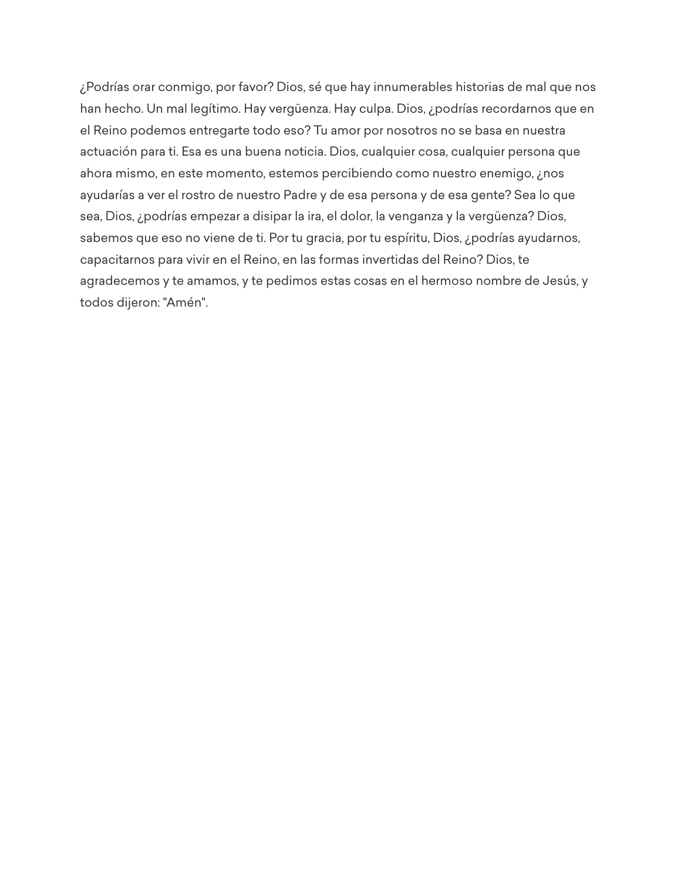¿Podrías orar conmigo, por favor? Dios, sé que hay innumerables historias de mal que nos han hecho. Un mal legítimo. Hay vergüenza. Hay culpa. Dios, ¿podrías recordarnos que en el Reino podemos entregarte todo eso? Tu amor por nosotros no se basa en nuestra actuación para ti. Esa es una buena noticia. Dios, cualquier cosa, cualquier persona que ahora mismo, en este momento, estemos percibiendo como nuestro enemigo, ¿nos ayudarías a ver el rostro de nuestro Padre y de esa persona y de esa gente? Sea lo que sea, Dios, ¿podrías empezar a disipar la ira, el dolor, la venganza y la vergüenza? Dios, sabemos que eso no viene de ti. Por tu gracia, por tu espíritu, Dios, ¿podrías ayudarnos, capacitarnos para vivir en el Reino, en las formas invertidas del Reino? Dios, te agradecemos y te amamos, y te pedimos estas cosas en el hermoso nombre de Jesús, y todos dijeron: "Amén".